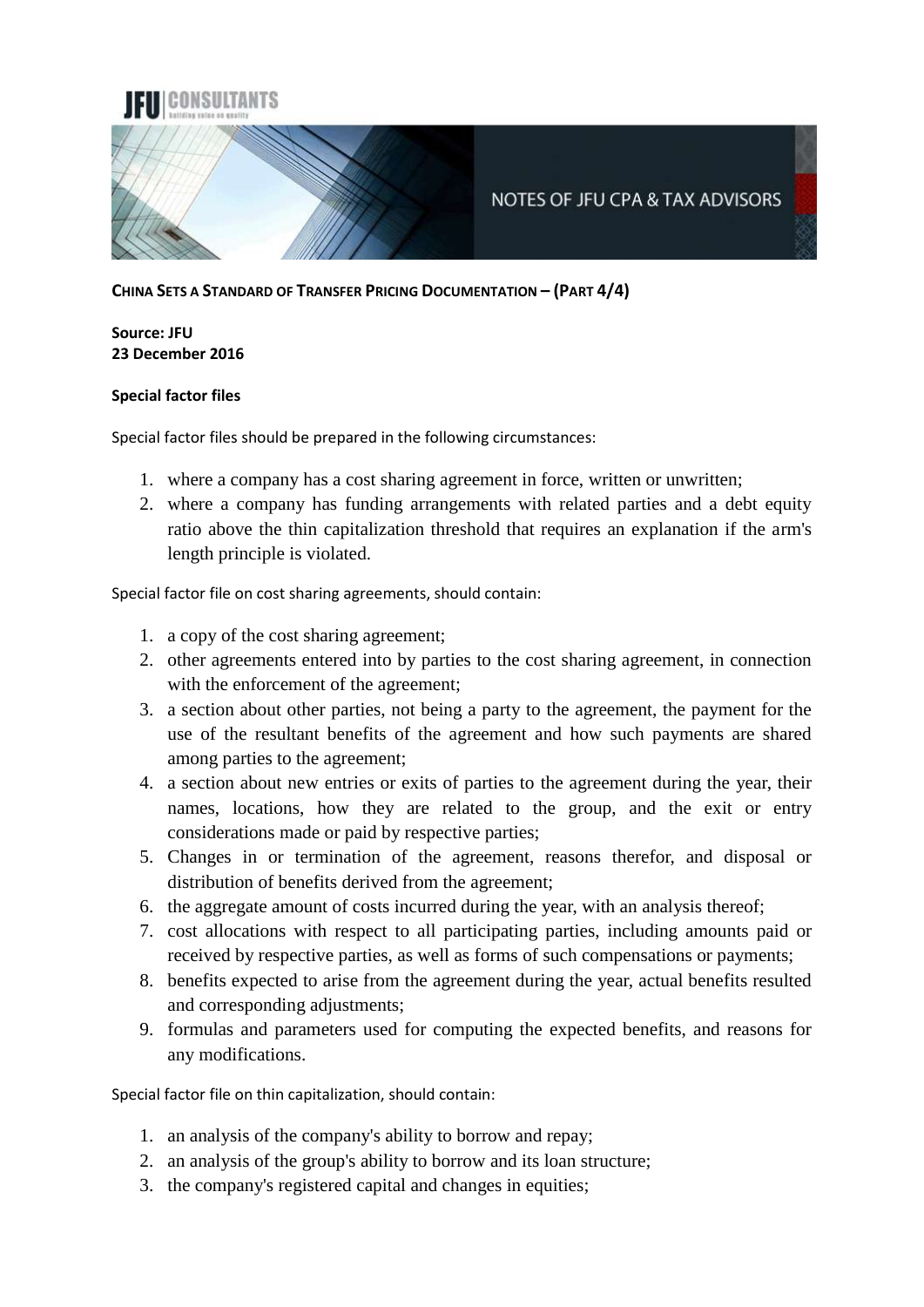**CHINA SETS A STANDARD OF TRANSFER PRICING DOCUMENTATION – (PART 4/4)**

**Source: JFU**
**23 December 2016**

**Special factor files**

Special factor files should be prepared in the following circumstances:

1. where a company has a cost sharing agreement in force, written or unwritten;
2. where a company has funding arrangements with related parties and a debt equity ratio above the thin capitalization threshold that requires an explanation if the arm's length principle is violated.

Special factor file on cost sharing agreements, should contain:

1. a copy of the cost sharing agreement;
2. other agreements entered into by parties to the cost sharing agreement, in connection with the enforcement of the agreement;
3. a section about other parties, not being a party to the agreement, the payment for the use of the resultant benefits of the agreement and how such payments are shared among parties to the agreement;
4. a section about new entries or exits of parties to the agreement during the year, their names, locations, how they are related to the group, and the exit or entry considerations made or paid by respective parties;
5. Changes in or termination of the agreement, reasons therefor, and disposal or distribution of benefits derived from the agreement;
6. the aggregate amount of costs incurred during the year, with an analysis thereof;
7. cost allocations with respect to all participating parties, including amounts paid or received by respective parties, as well as forms of such compensations or payments;
8. benefits expected to arise from the agreement during the year, actual benefits resulted and corresponding adjustments;
9. formulas and parameters used for computing the expected benefits, and reasons for any modifications.

Special factor file on thin capitalization, should contain:

1. an analysis of the company's ability to borrow and repay;
2. an analysis of the group's ability to borrow and its loan structure;
3. the company's registered capital and changes in equities;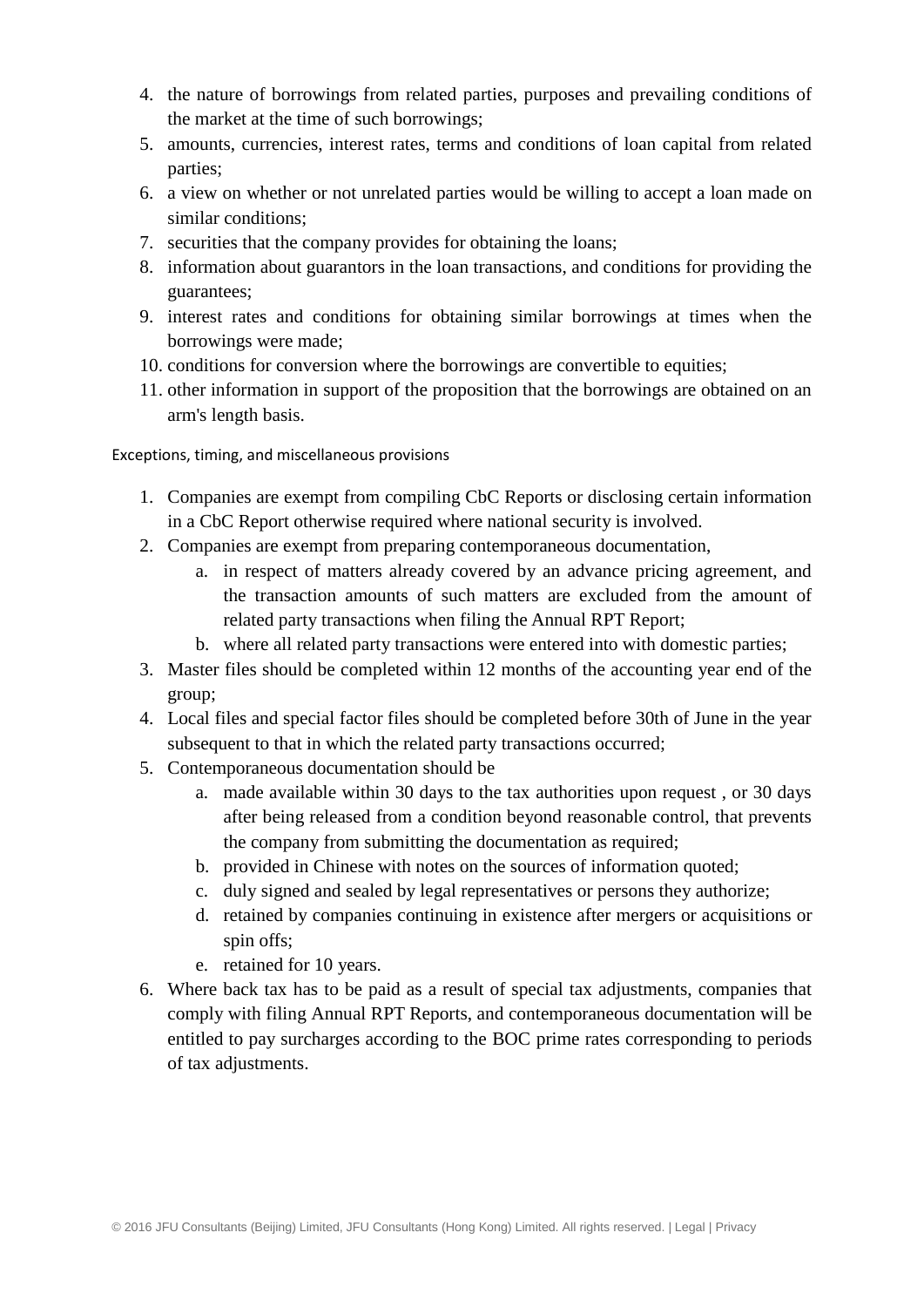4. the nature of borrowings from related parties, purposes and prevailing conditions of the market at the time of such borrowings;
5. amounts, currencies, interest rates, terms and conditions of loan capital from related parties;
6. a view on whether or not unrelated parties would be willing to accept a loan made on similar conditions;
7. securities that the company provides for obtaining the loans;
8. information about guarantors in the loan transactions, and conditions for providing the guarantees;
9. interest rates and conditions for obtaining similar borrowings at times when the borrowings were made;
10. conditions for conversion where the borrowings are convertible to equities;
11. other information in support of the proposition that the borrowings are obtained on an arm's length basis.

Exceptions, timing, and miscellaneous provisions

1. Companies are exempt from compiling CbC Reports or disclosing certain information in a CbC Report otherwise required where national security is involved.
2. Companies are exempt from preparing contemporaneous documentation,
    a. in respect of matters already covered by an advance pricing agreement, and the transaction amounts of such matters are excluded from the amount of related party transactions when filing the Annual RPT Report;
    b. where all related party transactions were entered into with domestic parties;
3. Master files should be completed within 12 months of the accounting year end of the group;
4. Local files and special factor files should be completed before 30th of June in the year subsequent to that in which the related party transactions occurred;
5. Contemporaneous documentation should be
    a. made available within 30 days to the tax authorities upon request , or 30 days after being released from a condition beyond reasonable control, that prevents the company from submitting the documentation as required;
    b. provided in Chinese with notes on the sources of information quoted;
    c. duly signed and sealed by legal representatives or persons they authorize;
    d. retained by companies continuing in existence after mergers or acquisitions or spin offs;
    e. retained for 10 years.
6. Where back tax has to be paid as a result of special tax adjustments, companies that comply with filing Annual RPT Reports, and contemporaneous documentation will be entitled to pay surcharges according to the BOC prime rates corresponding to periods of tax adjustments.